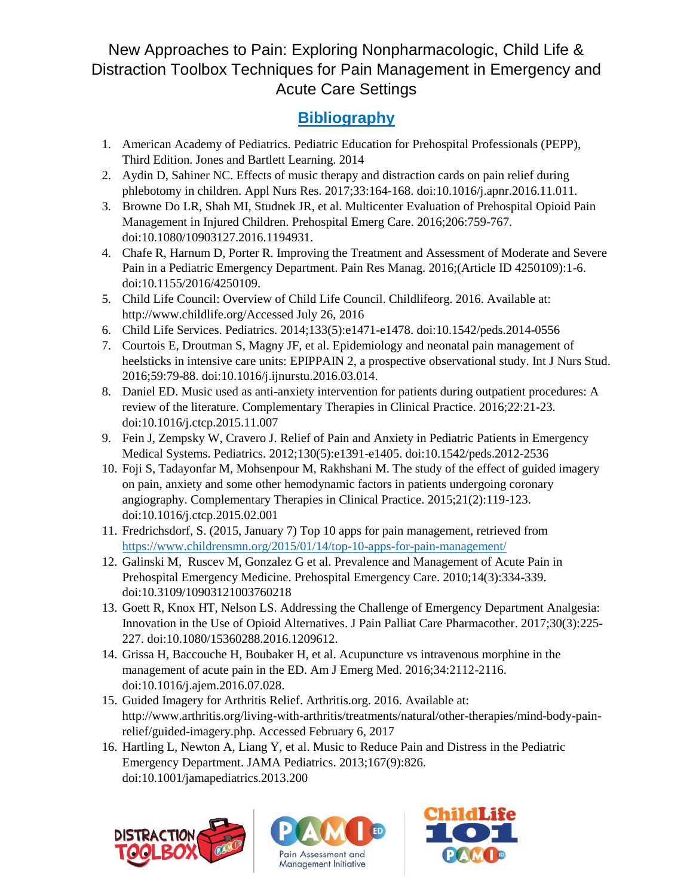# New Approaches to Pain: Exploring Nonpharmacologic, Child Life & Distraction Toolbox Techniques for Pain Management in Emergency and Acute Care Settings

## Bibliography

1. American Academy of Pediatrics. Pediatric Education for Prehospital Professionals (PEPP), Third Edition. Jones and Bartlett Learning. 2014
2. Aydin D, Sahiner NC. Effects of music therapy and distraction cards on pain relief during phlebotomy in children. Appl Nurs Res. 2017;33:164-168. doi:10.1016/j.apnr.2016.11.011.
3. Browne Do LR, Shah MI, Studnek JR, et al. Multicenter Evaluation of Prehospital Opioid Pain Management in Injured Children. Prehospital Emerg Care. 2016;206:759-767. doi:10.1080/10903127.2016.1194931.
4. Chafe R, Harnum D, Porter R. Improving the Treatment and Assessment of Moderate and Severe Pain in a Pediatric Emergency Department. Pain Res Manag. 2016;(Article ID 4250109):1-6. doi:10.1155/2016/4250109.
5. Child Life Council: Overview of Child Life Council. Childlifeorg. 2016. Available at: http://www.childlife.org/Accessed July 26, 2016
6. Child Life Services. Pediatrics. 2014;133(5):e1471-e1478. doi:10.1542/peds.2014-0556
7. Courtois E, Droutman S, Magny JF, et al. Epidemiology and neonatal pain management of heelsticks in intensive care units: EPIPPAIN 2, a prospective observational study. Int J Nurs Stud. 2016;59:79-88. doi:10.1016/j.ijnurstu.2016.03.014.
8. Daniel ED. Music used as anti-anxiety intervention for patients during outpatient procedures: A review of the literature. Complementary Therapies in Clinical Practice. 2016;22:21-23. doi:10.1016/j.ctcp.2015.11.007
9. Fein J, Zempsky W, Cravero J. Relief of Pain and Anxiety in Pediatric Patients in Emergency Medical Systems. Pediatrics. 2012;130(5):e1391-e1405. doi:10.1542/peds.2012-2536
10. Foji S, Tadayonfar M, Mohsenpour M, Rakhshani M. The study of the effect of guided imagery on pain, anxiety and some other hemodynamic factors in patients undergoing coronary angiography. Complementary Therapies in Clinical Practice. 2015;21(2):119-123. doi:10.1016/j.ctcp.2015.02.001
11. Fredrichsdorf, S. (2015, January 7) Top 10 apps for pain management, retrieved from https://www.childrensmn.org/2015/01/14/top-10-apps-for-pain-management/
12. Galinski M, Ruscev M, Gonzalez G et al. Prevalence and Management of Acute Pain in Prehospital Emergency Medicine. Prehospital Emergency Care. 2010;14(3):334-339. doi:10.3109/10903121003760218
13. Goett R, Knox HT, Nelson LS. Addressing the Challenge of Emergency Department Analgesia: Innovation in the Use of Opioid Alternatives. J Pain Palliat Care Pharmacother. 2017;30(3):225-227. doi:10.1080/15360288.2016.1209612.
14. Grissa H, Baccouche H, Boubaker H, et al. Acupuncture vs intravenous morphine in the management of acute pain in the ED. Am J Emerg Med. 2016;34:2112-2116. doi:10.1016/j.ajem.2016.07.028.
15. Guided Imagery for Arthritis Relief. Arthritis.org. 2016. Available at: http://www.arthritis.org/living-with-arthritis/treatments/natural/other-therapies/mind-body-pain-relief/guided-imagery.php. Accessed February 6, 2017
16. Hartling L, Newton A, Liang Y, et al. Music to Reduce Pain and Distress in the Pediatric Emergency Department. JAMA Pediatrics. 2013;167(9):826. doi:10.1001/jamapediatrics.2013.200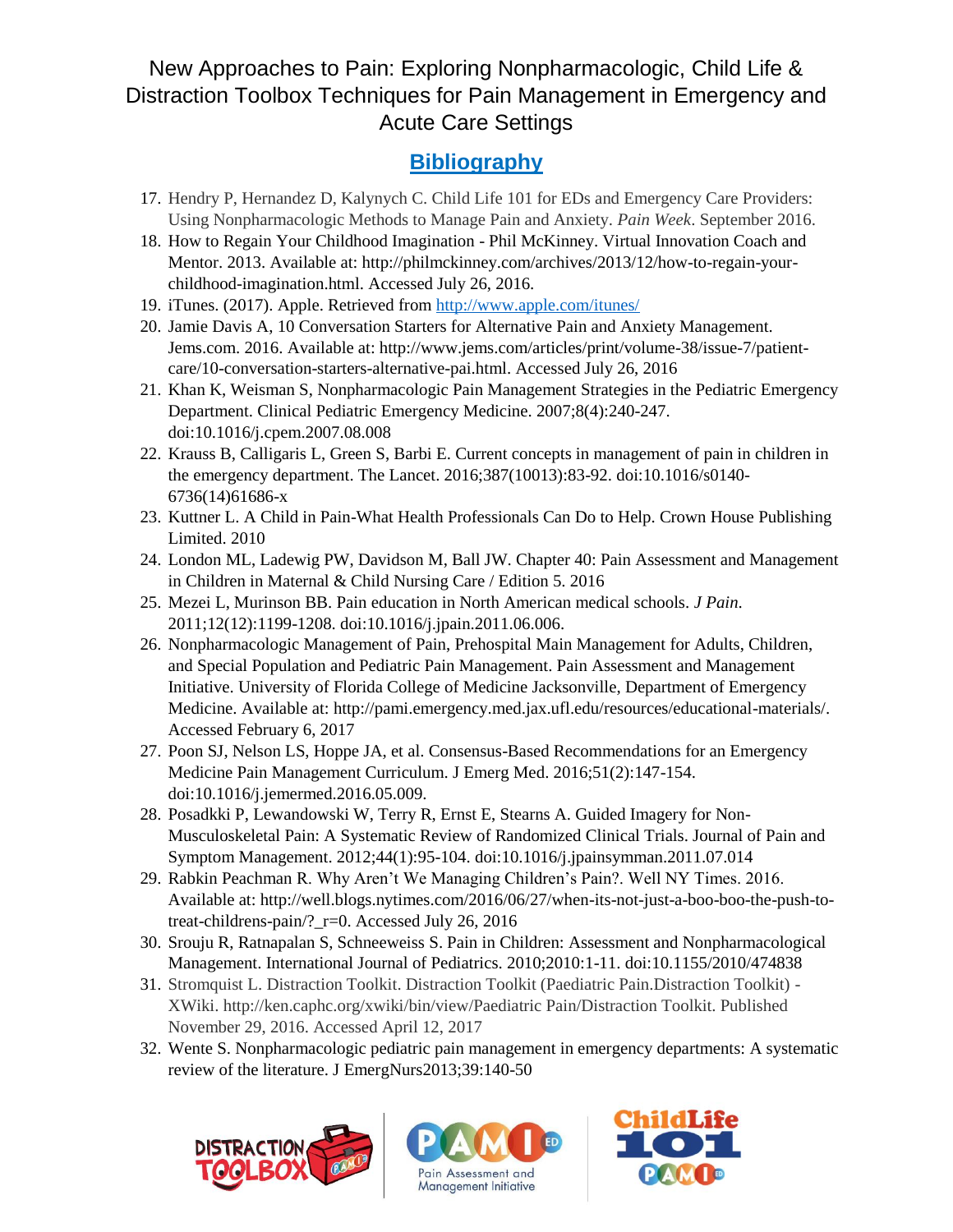New Approaches to Pain: Exploring Nonpharmacologic, Child Life & Distraction Toolbox Techniques for Pain Management in Emergency and Acute Care Settings

## Bibliography

17. Hendry P, Hernandez D, Kalynych C. Child Life 101 for EDs and Emergency Care Providers: Using Nonpharmacologic Methods to Manage Pain and Anxiety. *Pain Week*. September 2016.
18. How to Regain Your Childhood Imagination - Phil McKinney. Virtual Innovation Coach and Mentor. 2013. Available at: http://philmckinney.com/archives/2013/12/how-to-regain-your-childhood-imagination.html. Accessed July 26, 2016.
19. iTunes. (2017). Apple. Retrieved from http://www.apple.com/itunes/
20. Jamie Davis A, 10 Conversation Starters for Alternative Pain and Anxiety Management. Jems.com. 2016. Available at: http://www.jems.com/articles/print/volume-38/issue-7/patient-care/10-conversation-starters-alternative-pai.html. Accessed July 26, 2016
21. Khan K, Weisman S, Nonpharmacologic Pain Management Strategies in the Pediatric Emergency Department. Clinical Pediatric Emergency Medicine. 2007;8(4):240-247. doi:10.1016/j.cpem.2007.08.008
22. Krauss B, Calligaris L, Green S, Barbi E. Current concepts in management of pain in children in the emergency department. The Lancet. 2016;387(10013):83-92. doi:10.1016/s0140-6736(14)61686-x
23. Kuttner L. A Child in Pain-What Health Professionals Can Do to Help. Crown House Publishing Limited. 2010
24. London ML, Ladewig PW, Davidson M, Ball JW. Chapter 40: Pain Assessment and Management in Children in Maternal & Child Nursing Care / Edition 5. 2016
25. Mezei L, Murinson BB. Pain education in North American medical schools. *J Pain.* 2011;12(12):1199-1208. doi:10.1016/j.jpain.2011.06.006.
26. Nonpharmacologic Management of Pain, Prehospital Main Management for Adults, Children, and Special Population and Pediatric Pain Management. Pain Assessment and Management Initiative. University of Florida College of Medicine Jacksonville, Department of Emergency Medicine. Available at: http://pami.emergency.med.jax.ufl.edu/resources/educational-materials/. Accessed February 6, 2017
27. Poon SJ, Nelson LS, Hoppe JA, et al. Consensus-Based Recommendations for an Emergency Medicine Pain Management Curriculum. J Emerg Med. 2016;51(2):147-154. doi:10.1016/j.jemermed.2016.05.009.
28. Posadkki P, Lewandowski W, Terry R, Ernst E, Stearns A. Guided Imagery for Non-Musculoskeletal Pain: A Systematic Review of Randomized Clinical Trials. Journal of Pain and Symptom Management. 2012;44(1):95-104. doi:10.1016/j.jpainsymman.2011.07.014
29. Rabkin Peachman R. Why Aren't We Managing Children's Pain?. Well NY Times. 2016. Available at: http://well.blogs.nytimes.com/2016/06/27/when-its-not-just-a-boo-boo-the-push-to-treat-childrens-pain/?_r=0. Accessed July 26, 2016
30. Srouju R, Ratnapalan S, Schneeweiss S. Pain in Children: Assessment and Nonpharmacological Management. International Journal of Pediatrics. 2010;2010:1-11. doi:10.1155/2010/474838
31. Stromquist L. Distraction Toolkit. Distraction Toolkit (Paediatric Pain.Distraction Toolkit) - XWiki. http://ken.caphc.org/xwiki/bin/view/Paediatric Pain/Distraction Toolkit. Published November 29, 2016. Accessed April 12, 2017
32. Wente S. Nonpharmacologic pediatric pain management in emergency departments: A systematic review of the literature. J EmergNurs2013;39:140-50